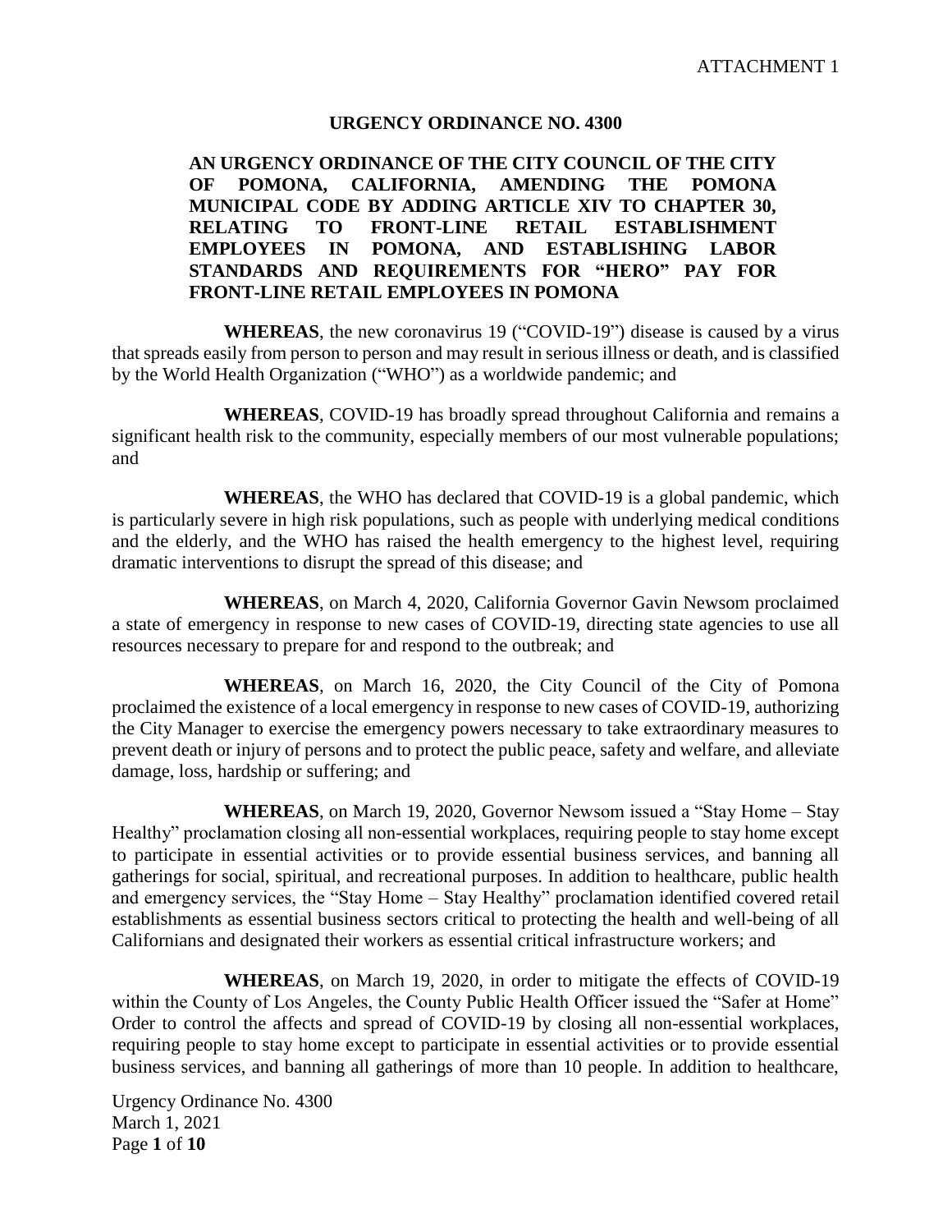ATTACHMENT 1

# URGENCY ORDINANCE NO. 4300

## AN URGENCY ORDINANCE OF THE CITY COUNCIL OF THE CITY OF POMONA, CALIFORNIA, AMENDING THE POMONA MUNICIPAL CODE BY ADDING ARTICLE XIV TO CHAPTER 30, RELATING TO FRONT-LINE RETAIL ESTABLISHMENT EMPLOYEES IN POMONA, AND ESTABLISHING LABOR STANDARDS AND REQUIREMENTS FOR "HERO" PAY FOR FRONT-LINE RETAIL EMPLOYEES IN POMONA

**WHEREAS**, the new coronavirus 19 ("COVID-19") disease is caused by a virus that spreads easily from person to person and may result in serious illness or death, and is classified by the World Health Organization ("WHO") as a worldwide pandemic; and

**WHEREAS**, COVID-19 has broadly spread throughout California and remains a significant health risk to the community, especially members of our most vulnerable populations; and

**WHEREAS**, the WHO has declared that COVID-19 is a global pandemic, which is particularly severe in high risk populations, such as people with underlying medical conditions and the elderly, and the WHO has raised the health emergency to the highest level, requiring dramatic interventions to disrupt the spread of this disease; and

**WHEREAS**, on March 4, 2020, California Governor Gavin Newsom proclaimed a state of emergency in response to new cases of COVID-19, directing state agencies to use all resources necessary to prepare for and respond to the outbreak; and

**WHEREAS**, on March 16, 2020, the City Council of the City of Pomona proclaimed the existence of a local emergency in response to new cases of COVID-19, authorizing the City Manager to exercise the emergency powers necessary to take extraordinary measures to prevent death or injury of persons and to protect the public peace, safety and welfare, and alleviate damage, loss, hardship or suffering; and

**WHEREAS**, on March 19, 2020, Governor Newsom issued a "Stay Home – Stay Healthy" proclamation closing all non-essential workplaces, requiring people to stay home except to participate in essential activities or to provide essential business services, and banning all gatherings for social, spiritual, and recreational purposes. In addition to healthcare, public health and emergency services, the "Stay Home – Stay Healthy" proclamation identified covered retail establishments as essential business sectors critical to protecting the health and well-being of all Californians and designated their workers as essential critical infrastructure workers; and

**WHEREAS**, on March 19, 2020, in order to mitigate the effects of COVID-19 within the County of Los Angeles, the County Public Health Officer issued the "Safer at Home" Order to control the affects and spread of COVID-19 by closing all non-essential workplaces, requiring people to stay home except to participate in essential activities or to provide essential business services, and banning all gatherings of more than 10 people. In addition to healthcare,

Urgency Ordinance No. 4300
March 1, 2021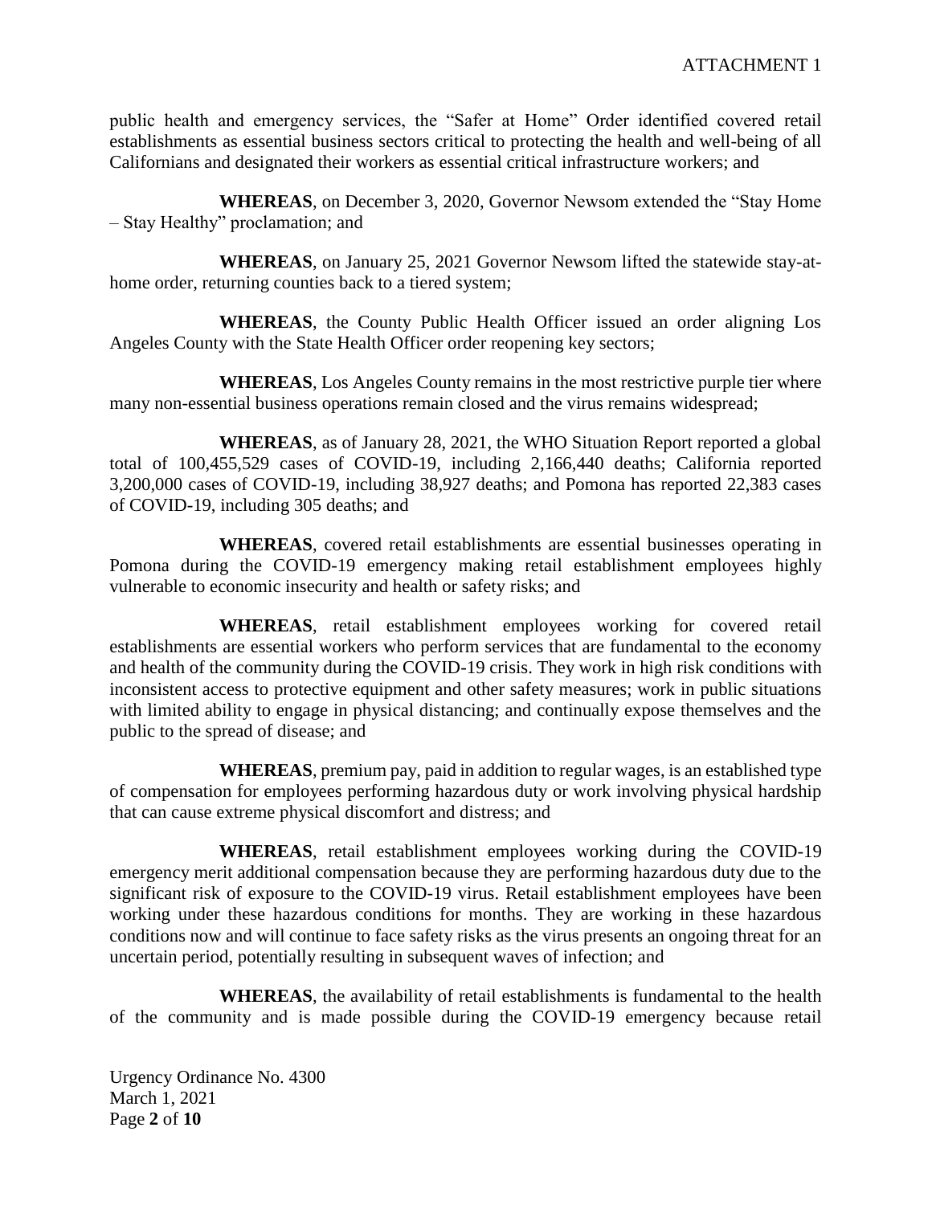public health and emergency services, the "Safer at Home" Order identified covered retail establishments as essential business sectors critical to protecting the health and well-being of all Californians and designated their workers as essential critical infrastructure workers; and

**WHEREAS**, on December 3, 2020, Governor Newsom extended the "Stay Home – Stay Healthy" proclamation; and

**WHEREAS**, on January 25, 2021 Governor Newsom lifted the statewide stay-at-home order, returning counties back to a tiered system;

**WHEREAS**, the County Public Health Officer issued an order aligning Los Angeles County with the State Health Officer order reopening key sectors;

**WHEREAS**, Los Angeles County remains in the most restrictive purple tier where many non-essential business operations remain closed and the virus remains widespread;

**WHEREAS**, as of January 28, 2021, the WHO Situation Report reported a global total of 100,455,529 cases of COVID-19, including 2,166,440 deaths; California reported 3,200,000 cases of COVID-19, including 38,927 deaths; and Pomona has reported 22,383 cases of COVID-19, including 305 deaths; and

**WHEREAS**, covered retail establishments are essential businesses operating in Pomona during the COVID-19 emergency making retail establishment employees highly vulnerable to economic insecurity and health or safety risks; and

**WHEREAS**, retail establishment employees working for covered retail establishments are essential workers who perform services that are fundamental to the economy and health of the community during the COVID-19 crisis. They work in high risk conditions with inconsistent access to protective equipment and other safety measures; work in public situations with limited ability to engage in physical distancing; and continually expose themselves and the public to the spread of disease; and

**WHEREAS**, premium pay, paid in addition to regular wages, is an established type of compensation for employees performing hazardous duty or work involving physical hardship that can cause extreme physical discomfort and distress; and

**WHEREAS**, retail establishment employees working during the COVID-19 emergency merit additional compensation because they are performing hazardous duty due to the significant risk of exposure to the COVID-19 virus. Retail establishment employees have been working under these hazardous conditions for months. They are working in these hazardous conditions now and will continue to face safety risks as the virus presents an ongoing threat for an uncertain period, potentially resulting in subsequent waves of infection; and

**WHEREAS**, the availability of retail establishments is fundamental to the health of the community and is made possible during the COVID-19 emergency because retail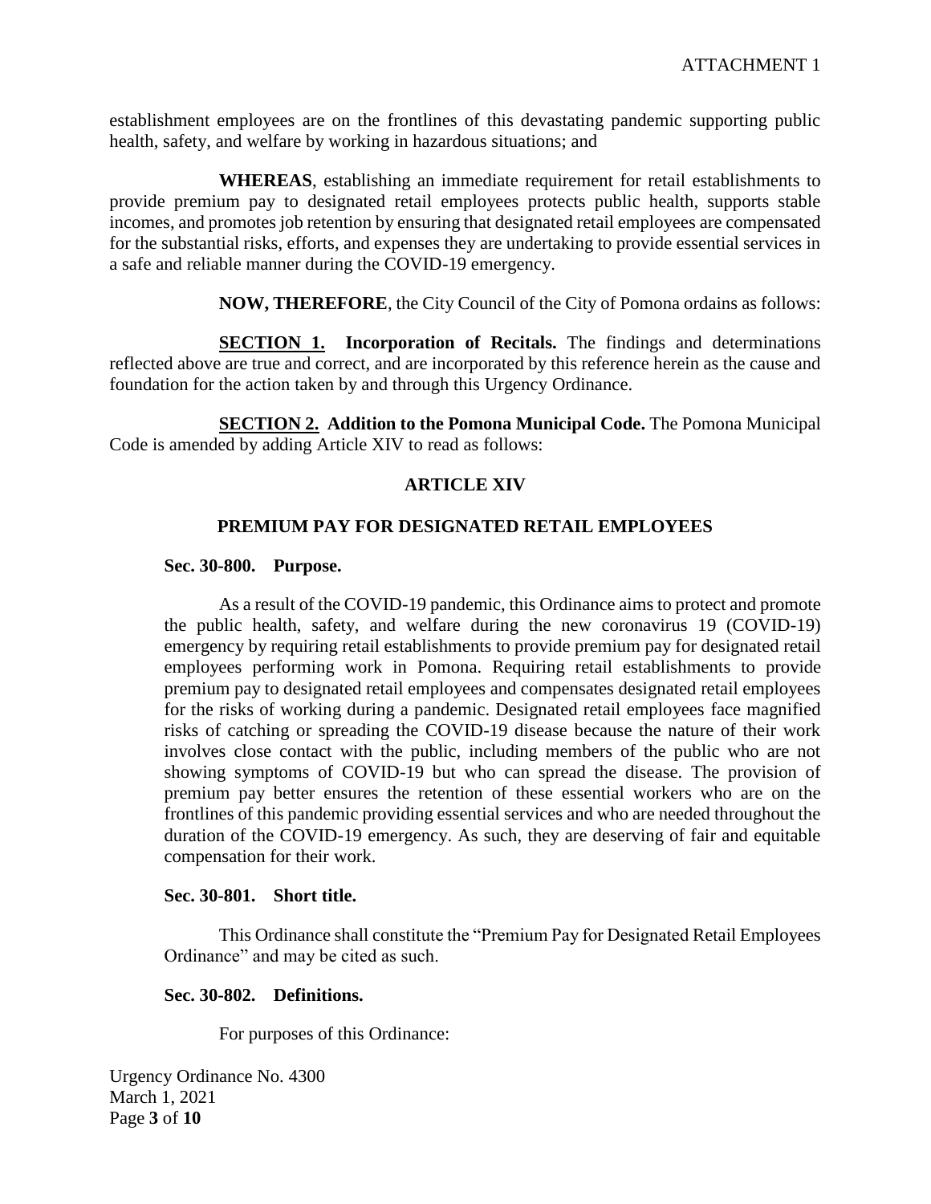establishment employees are on the frontlines of this devastating pandemic supporting public health, safety, and welfare by working in hazardous situations; and

**WHEREAS**, establishing an immediate requirement for retail establishments to provide premium pay to designated retail employees protects public health, supports stable incomes, and promotes job retention by ensuring that designated retail employees are compensated for the substantial risks, efforts, and expenses they are undertaking to provide essential services in a safe and reliable manner during the COVID-19 emergency.

**NOW, THEREFORE**, the City Council of the City of Pomona ordains as follows:

**SECTION 1. Incorporation of Recitals.** The findings and determinations reflected above are true and correct, and are incorporated by this reference herein as the cause and foundation for the action taken by and through this Urgency Ordinance.

**SECTION 2. Addition to the Pomona Municipal Code.** The Pomona Municipal Code is amended by adding Article XIV to read as follows:

## ARTICLE XIV

## PREMIUM PAY FOR DESIGNATED RETAIL EMPLOYEES

**Sec. 30-800. Purpose.**

As a result of the COVID-19 pandemic, this Ordinance aims to protect and promote the public health, safety, and welfare during the new coronavirus 19 (COVID-19) emergency by requiring retail establishments to provide premium pay for designated retail employees performing work in Pomona. Requiring retail establishments to provide premium pay to designated retail employees and compensates designated retail employees for the risks of working during a pandemic. Designated retail employees face magnified risks of catching or spreading the COVID-19 disease because the nature of their work involves close contact with the public, including members of the public who are not showing symptoms of COVID-19 but who can spread the disease. The provision of premium pay better ensures the retention of these essential workers who are on the frontlines of this pandemic providing essential services and who are needed throughout the duration of the COVID-19 emergency. As such, they are deserving of fair and equitable compensation for their work.

**Sec. 30-801. Short title.**

This Ordinance shall constitute the "Premium Pay for Designated Retail Employees Ordinance" and may be cited as such.

**Sec. 30-802. Definitions.**

For purposes of this Ordinance: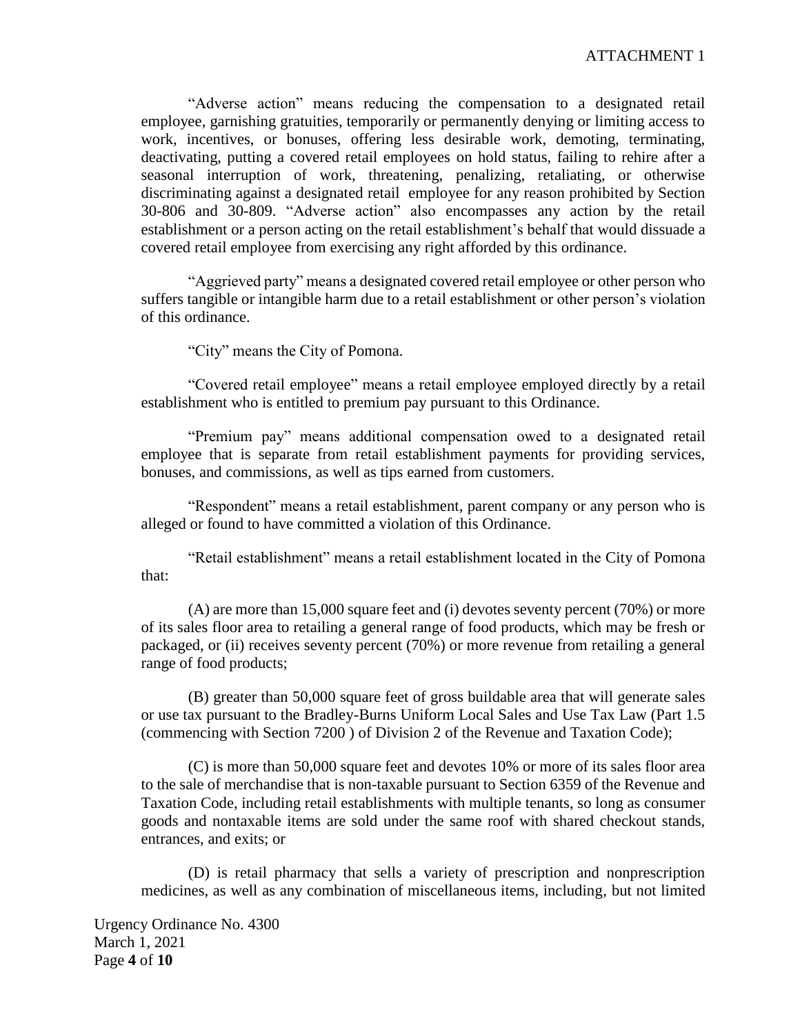"Adverse action" means reducing the compensation to a designated retail employee, garnishing gratuities, temporarily or permanently denying or limiting access to work, incentives, or bonuses, offering less desirable work, demoting, terminating, deactivating, putting a covered retail employees on hold status, failing to rehire after a seasonal interruption of work, threatening, penalizing, retaliating, or otherwise discriminating against a designated retail employee for any reason prohibited by Section 30-806 and 30-809. "Adverse action" also encompasses any action by the retail establishment or a person acting on the retail establishment's behalf that would dissuade a covered retail employee from exercising any right afforded by this ordinance.

"Aggrieved party" means a designated covered retail employee or other person who suffers tangible or intangible harm due to a retail establishment or other person's violation of this ordinance.

"City" means the City of Pomona.

"Covered retail employee" means a retail employee employed directly by a retail establishment who is entitled to premium pay pursuant to this Ordinance.

"Premium pay" means additional compensation owed to a designated retail employee that is separate from retail establishment payments for providing services, bonuses, and commissions, as well as tips earned from customers.

"Respondent" means a retail establishment, parent company or any person who is alleged or found to have committed a violation of this Ordinance.

"Retail establishment" means a retail establishment located in the City of Pomona that:

(A) are more than 15,000 square feet and (i) devotes seventy percent (70%) or more of its sales floor area to retailing a general range of food products, which may be fresh or packaged, or (ii) receives seventy percent (70%) or more revenue from retailing a general range of food products;

(B) greater than 50,000 square feet of gross buildable area that will generate sales or use tax pursuant to the Bradley-Burns Uniform Local Sales and Use Tax Law (Part 1.5 (commencing with Section 7200 ) of Division 2 of the Revenue and Taxation Code);

(C) is more than 50,000 square feet and devotes 10% or more of its sales floor area to the sale of merchandise that is non-taxable pursuant to Section 6359 of the Revenue and Taxation Code, including retail establishments with multiple tenants, so long as consumer goods and nontaxable items are sold under the same roof with shared checkout stands, entrances, and exits; or

(D) is retail pharmacy that sells a variety of prescription and nonprescription medicines, as well as any combination of miscellaneous items, including, but not limited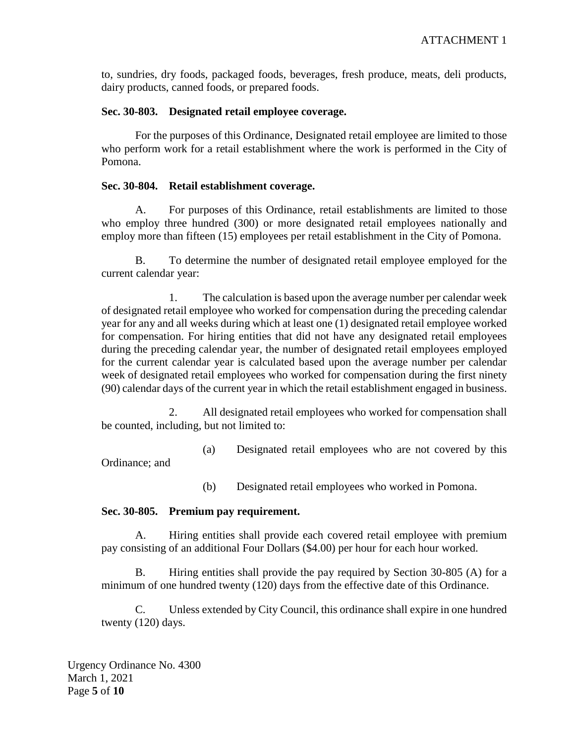to, sundries, dry foods, packaged foods, beverages, fresh produce, meats, deli products, dairy products, canned foods, or prepared foods.

**Sec. 30-803. Designated retail employee coverage.**

For the purposes of this Ordinance, Designated retail employee are limited to those who perform work for a retail establishment where the work is performed in the City of Pomona.

**Sec. 30-804. Retail establishment coverage.**

A. For purposes of this Ordinance, retail establishments are limited to those who employ three hundred (300) or more designated retail employees nationally and employ more than fifteen (15) employees per retail establishment in the City of Pomona.

B. To determine the number of designated retail employee employed for the current calendar year:

1. The calculation is based upon the average number per calendar week of designated retail employee who worked for compensation during the preceding calendar year for any and all weeks during which at least one (1) designated retail employee worked for compensation. For hiring entities that did not have any designated retail employees during the preceding calendar year, the number of designated retail employees employed for the current calendar year is calculated based upon the average number per calendar week of designated retail employees who worked for compensation during the first ninety (90) calendar days of the current year in which the retail establishment engaged in business.

2. All designated retail employees who worked for compensation shall be counted, including, but not limited to:

(a) Designated retail employees who are not covered by this Ordinance; and

(b) Designated retail employees who worked in Pomona.

**Sec. 30-805. Premium pay requirement.**

A. Hiring entities shall provide each covered retail employee with premium pay consisting of an additional Four Dollars ($4.00) per hour for each hour worked.

B. Hiring entities shall provide the pay required by Section 30-805 (A) for a minimum of one hundred twenty (120) days from the effective date of this Ordinance.

C. Unless extended by City Council, this ordinance shall expire in one hundred twenty (120) days.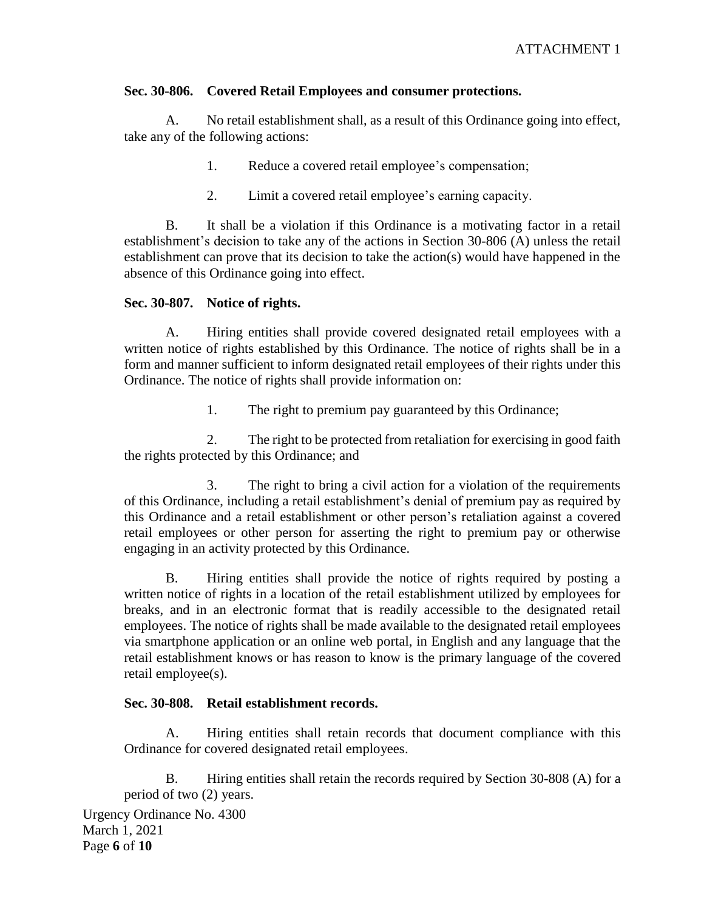### Sec. 30-806. Covered Retail Employees and consumer protections.

A. No retail establishment shall, as a result of this Ordinance going into effect, take any of the following actions:

1. Reduce a covered retail employee's compensation;

2. Limit a covered retail employee's earning capacity.

B. It shall be a violation if this Ordinance is a motivating factor in a retail establishment's decision to take any of the actions in Section 30-806 (A) unless the retail establishment can prove that its decision to take the action(s) would have happened in the absence of this Ordinance going into effect.

### Sec. 30-807. Notice of rights.

A. Hiring entities shall provide covered designated retail employees with a written notice of rights established by this Ordinance. The notice of rights shall be in a form and manner sufficient to inform designated retail employees of their rights under this Ordinance. The notice of rights shall provide information on:

1. The right to premium pay guaranteed by this Ordinance;

2. The right to be protected from retaliation for exercising in good faith the rights protected by this Ordinance; and

3. The right to bring a civil action for a violation of the requirements of this Ordinance, including a retail establishment's denial of premium pay as required by this Ordinance and a retail establishment or other person's retaliation against a covered retail employees or other person for asserting the right to premium pay or otherwise engaging in an activity protected by this Ordinance.

B. Hiring entities shall provide the notice of rights required by posting a written notice of rights in a location of the retail establishment utilized by employees for breaks, and in an electronic format that is readily accessible to the designated retail employees. The notice of rights shall be made available to the designated retail employees via smartphone application or an online web portal, in English and any language that the retail establishment knows or has reason to know is the primary language of the covered retail employee(s).

### Sec. 30-808. Retail establishment records.

A. Hiring entities shall retain records that document compliance with this Ordinance for covered designated retail employees.

B. Hiring entities shall retain the records required by Section 30-808 (A) for a period of two (2) years.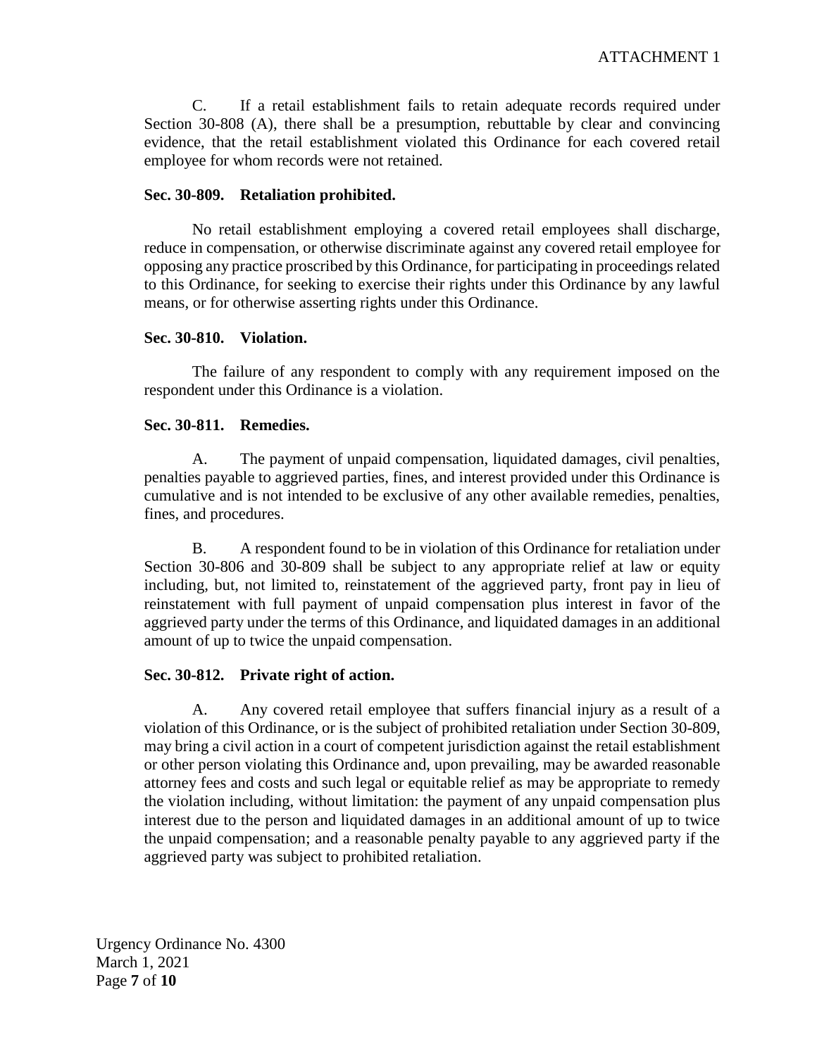C. If a retail establishment fails to retain adequate records required under Section 30-808 (A), there shall be a presumption, rebuttable by clear and convincing evidence, that the retail establishment violated this Ordinance for each covered retail employee for whom records were not retained.

### Sec. 30-809. Retaliation prohibited.

No retail establishment employing a covered retail employees shall discharge, reduce in compensation, or otherwise discriminate against any covered retail employee for opposing any practice proscribed by this Ordinance, for participating in proceedings related to this Ordinance, for seeking to exercise their rights under this Ordinance by any lawful means, or for otherwise asserting rights under this Ordinance.

### Sec. 30-810. Violation.

The failure of any respondent to comply with any requirement imposed on the respondent under this Ordinance is a violation.

### Sec. 30-811. Remedies.

A. The payment of unpaid compensation, liquidated damages, civil penalties, penalties payable to aggrieved parties, fines, and interest provided under this Ordinance is cumulative and is not intended to be exclusive of any other available remedies, penalties, fines, and procedures.

B. A respondent found to be in violation of this Ordinance for retaliation under Section 30-806 and 30-809 shall be subject to any appropriate relief at law or equity including, but, not limited to, reinstatement of the aggrieved party, front pay in lieu of reinstatement with full payment of unpaid compensation plus interest in favor of the aggrieved party under the terms of this Ordinance, and liquidated damages in an additional amount of up to twice the unpaid compensation.

### Sec. 30-812. Private right of action.

A. Any covered retail employee that suffers financial injury as a result of a violation of this Ordinance, or is the subject of prohibited retaliation under Section 30-809, may bring a civil action in a court of competent jurisdiction against the retail establishment or other person violating this Ordinance and, upon prevailing, may be awarded reasonable attorney fees and costs and such legal or equitable relief as may be appropriate to remedy the violation including, without limitation: the payment of any unpaid compensation plus interest due to the person and liquidated damages in an additional amount of up to twice the unpaid compensation; and a reasonable penalty payable to any aggrieved party if the aggrieved party was subject to prohibited retaliation.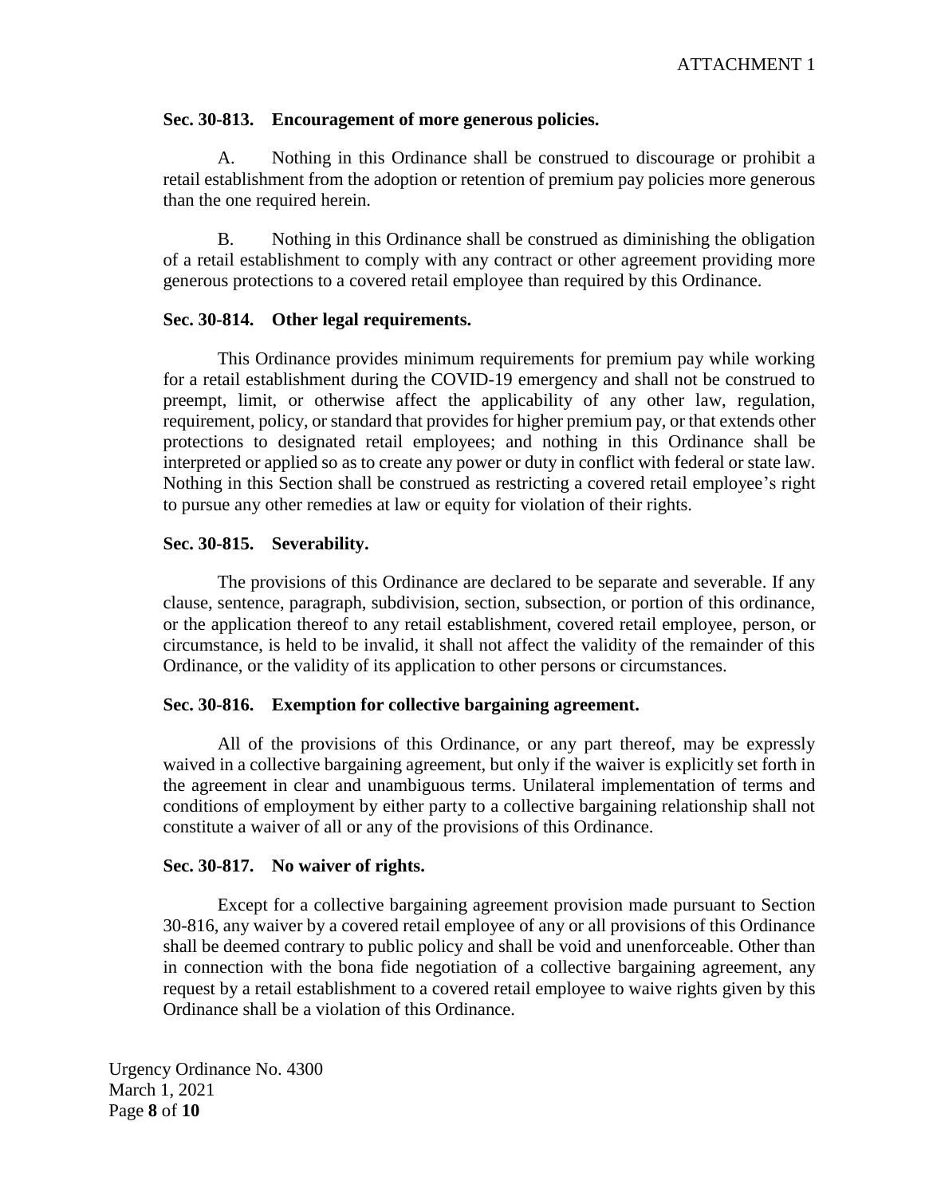**Sec. 30-813. Encouragement of more generous policies.**

A. Nothing in this Ordinance shall be construed to discourage or prohibit a retail establishment from the adoption or retention of premium pay policies more generous than the one required herein.

B. Nothing in this Ordinance shall be construed as diminishing the obligation of a retail establishment to comply with any contract or other agreement providing more generous protections to a covered retail employee than required by this Ordinance.

**Sec. 30-814. Other legal requirements.**

This Ordinance provides minimum requirements for premium pay while working for a retail establishment during the COVID-19 emergency and shall not be construed to preempt, limit, or otherwise affect the applicability of any other law, regulation, requirement, policy, or standard that provides for higher premium pay, or that extends other protections to designated retail employees; and nothing in this Ordinance shall be interpreted or applied so as to create any power or duty in conflict with federal or state law. Nothing in this Section shall be construed as restricting a covered retail employee's right to pursue any other remedies at law or equity for violation of their rights.

**Sec. 30-815. Severability.**

The provisions of this Ordinance are declared to be separate and severable. If any clause, sentence, paragraph, subdivision, section, subsection, or portion of this ordinance, or the application thereof to any retail establishment, covered retail employee, person, or circumstance, is held to be invalid, it shall not affect the validity of the remainder of this Ordinance, or the validity of its application to other persons or circumstances.

**Sec. 30-816. Exemption for collective bargaining agreement.**

All of the provisions of this Ordinance, or any part thereof, may be expressly waived in a collective bargaining agreement, but only if the waiver is explicitly set forth in the agreement in clear and unambiguous terms. Unilateral implementation of terms and conditions of employment by either party to a collective bargaining relationship shall not constitute a waiver of all or any of the provisions of this Ordinance.

**Sec. 30-817. No waiver of rights.**

Except for a collective bargaining agreement provision made pursuant to Section 30-816, any waiver by a covered retail employee of any or all provisions of this Ordinance shall be deemed contrary to public policy and shall be void and unenforceable. Other than in connection with the bona fide negotiation of a collective bargaining agreement, any request by a retail establishment to a covered retail employee to waive rights given by this Ordinance shall be a violation of this Ordinance.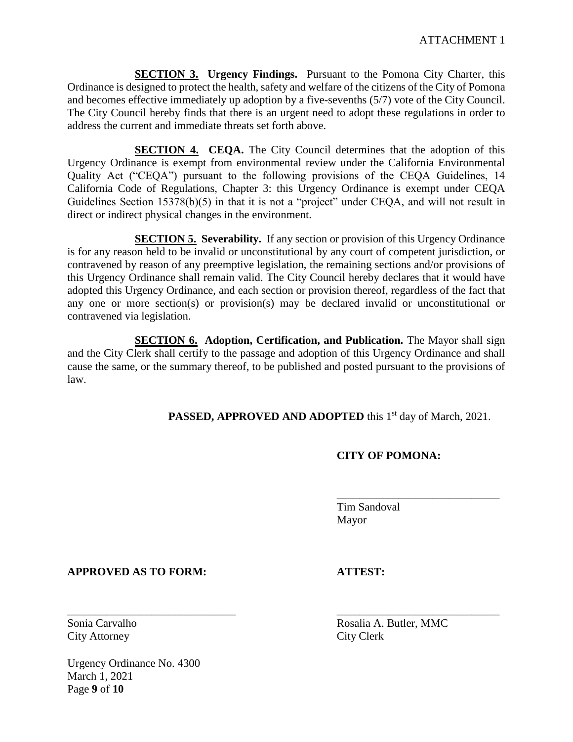ATTACHMENT 1

**SECTION 3. Urgency Findings.** Pursuant to the Pomona City Charter, this Ordinance is designed to protect the health, safety and welfare of the citizens of the City of Pomona and becomes effective immediately up adoption by a five-sevenths (5/7) vote of the City Council. The City Council hereby finds that there is an urgent need to adopt these regulations in order to address the current and immediate threats set forth above.

**SECTION 4. CEQA.** The City Council determines that the adoption of this Urgency Ordinance is exempt from environmental review under the California Environmental Quality Act ("CEQA") pursuant to the following provisions of the CEQA Guidelines, 14 California Code of Regulations, Chapter 3: this Urgency Ordinance is exempt under CEQA Guidelines Section 15378(b)(5) in that it is not a "project" under CEQA, and will not result in direct or indirect physical changes in the environment.

**SECTION 5. Severability.** If any section or provision of this Urgency Ordinance is for any reason held to be invalid or unconstitutional by any court of competent jurisdiction, or contravened by reason of any preemptive legislation, the remaining sections and/or provisions of this Urgency Ordinance shall remain valid. The City Council hereby declares that it would have adopted this Urgency Ordinance, and each section or provision thereof, regardless of the fact that any one or more section(s) or provision(s) may be declared invalid or unconstitutional or contravened via legislation.

**SECTION 6. Adoption, Certification, and Publication.** The Mayor shall sign and the City Clerk shall certify to the passage and adoption of this Urgency Ordinance and shall cause the same, or the summary thereof, to be published and posted pursuant to the provisions of law.

**PASSED, APPROVED AND ADOPTED** this 1st day of March, 2021.

**CITY OF POMONA:**

\_\_\_\_\_\_\_\_\_\_\_\_\_\_\_\_\_\_\_\_\_\_\_\_\_\_\_\_\_\_
Tim Sandoval
Mayor

**APPROVED AS TO FORM:**

\_\_\_\_\_\_\_\_\_\_\_\_\_\_\_\_\_\_\_\_\_\_\_\_\_\_\_\_\_\_
Sonia Carvalho
City Attorney

**ATTEST:**

\_\_\_\_\_\_\_\_\_\_\_\_\_\_\_\_\_\_\_\_\_\_\_\_\_\_\_\_\_\_
Rosalia A. Butler, MMC
City Clerk

Urgency Ordinance No. 4300
March 1, 2021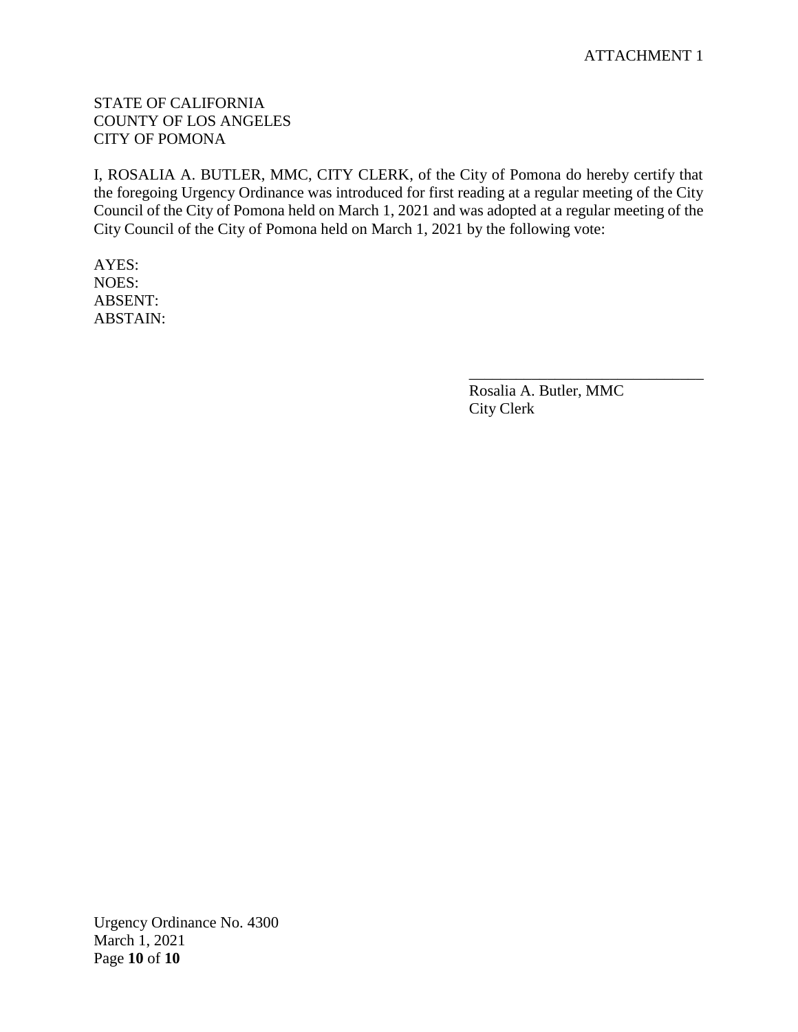ATTACHMENT 1

STATE OF CALIFORNIA
COUNTY OF LOS ANGELES
CITY OF POMONA

I, ROSALIA A. BUTLER, MMC, CITY CLERK, of the City of Pomona do hereby certify that the foregoing Urgency Ordinance was introduced for first reading at a regular meeting of the City Council of the City of Pomona held on March 1, 2021 and was adopted at a regular meeting of the City Council of the City of Pomona held on March 1, 2021 by the following vote:

AYES:
NOES:
ABSENT:
ABSTAIN:

_______________________________
Rosalia A. Butler, MMC
City Clerk